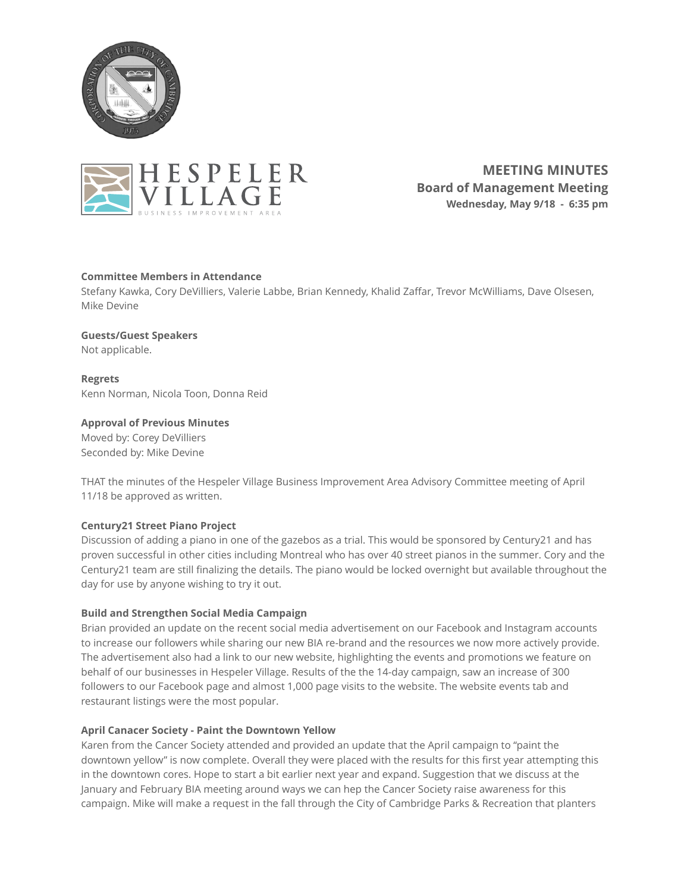HESPELER VILLAGE
BUSINESS IMPROVEMENT AREA

# MEETING MINUTES
## Board of Management Meeting
**Wednesday, May 9/18 - 6:35 pm**

**Committee Members in Attendance**
Stefany Kawka, Cory DeVilliers, Valerie Labbe, Brian Kennedy, Khalid Zaffar, Trevor McWilliams, Dave Olsesen, Mike Devine

**Guests/Guest Speakers**
Not applicable.

**Regrets**
Kenn Norman, Nicola Toon, Donna Reid

**Approval of Previous Minutes**
Moved by: Corey DeVilliers
Seconded by: Mike Devine

THAT the minutes of the Hespeler Village Business Improvement Area Advisory Committee meeting of April 11/18 be approved as written.

**Century21 Street Piano Project**
Discussion of adding a piano in one of the gazebos as a trial. This would be sponsored by Century21 and has proven successful in other cities including Montreal who has over 40 street pianos in the summer. Cory and the Century21 team are still finalizing the details. The piano would be locked overnight but available throughout the day for use by anyone wishing to try it out.

**Build and Strengthen Social Media Campaign**
Brian provided an update on the recent social media advertisement on our Facebook and Instagram accounts to increase our followers while sharing our new BIA re-brand and the resources we now more actively provide. The advertisement also had a link to our new website, highlighting the events and promotions we feature on behalf of our businesses in Hespeler Village. Results of the the 14-day campaign, saw an increase of 300 followers to our Facebook page and almost 1,000 page visits to the website. The website events tab and restaurant listings were the most popular.

**April Canacer Society - Paint the Downtown Yellow**
Karen from the Cancer Society attended and provided an update that the April campaign to "paint the downtown yellow" is now complete. Overall they were placed with the results for this first year attempting this in the downtown cores. Hope to start a bit earlier next year and expand. Suggestion that we discuss at the January and February BIA meeting around ways we can hep the Cancer Society raise awareness for this campaign. Mike will make a request in the fall through the City of Cambridge Parks & Recreation that planters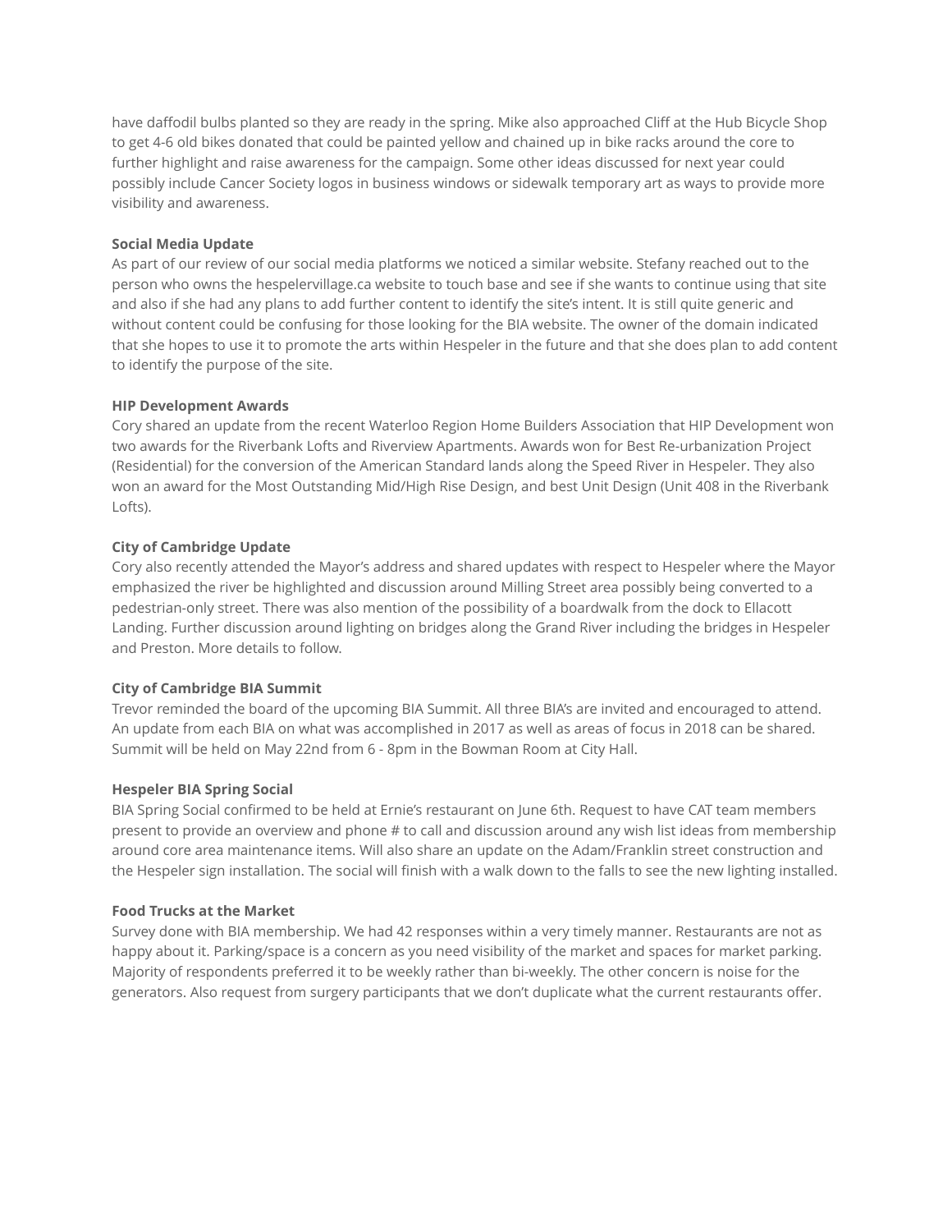have daffodil bulbs planted so they are ready in the spring. Mike also approached Cliff at the Hub Bicycle Shop to get 4-6 old bikes donated that could be painted yellow and chained up in bike racks around the core to further highlight and raise awareness for the campaign. Some other ideas discussed for next year could possibly include Cancer Society logos in business windows or sidewalk temporary art as ways to provide more visibility and awareness.

**Social Media Update**
As part of our review of our social media platforms we noticed a similar website. Stefany reached out to the person who owns the hespelervillage.ca website to touch base and see if she wants to continue using that site and also if she had any plans to add further content to identify the site's intent. It is still quite generic and without content could be confusing for those looking for the BIA website. The owner of the domain indicated that she hopes to use it to promote the arts within Hespeler in the future and that she does plan to add content to identify the purpose of the site.

**HIP Development Awards**
Cory shared an update from the recent Waterloo Region Home Builders Association that HIP Development won two awards for the Riverbank Lofts and Riverview Apartments. Awards won for Best Re-urbanization Project (Residential) for the conversion of the American Standard lands along the Speed River in Hespeler. They also won an award for the Most Outstanding Mid/High Rise Design, and best Unit Design (Unit 408 in the Riverbank Lofts).

**City of Cambridge Update**
Cory also recently attended the Mayor's address and shared updates with respect to Hespeler where the Mayor emphasized the river be highlighted and discussion around Milling Street area possibly being converted to a pedestrian-only street. There was also mention of the possibility of a boardwalk from the dock to Ellacott Landing. Further discussion around lighting on bridges along the Grand River including the bridges in Hespeler and Preston. More details to follow.

**City of Cambridge BIA Summit**
Trevor reminded the board of the upcoming BIA Summit. All three BIA's are invited and encouraged to attend. An update from each BIA on what was accomplished in 2017 as well as areas of focus in 2018 can be shared. Summit will be held on May 22nd from 6 - 8pm in the Bowman Room at City Hall.

**Hespeler BIA Spring Social**
BIA Spring Social confirmed to be held at Ernie's restaurant on June 6th. Request to have CAT team members present to provide an overview and phone # to call and discussion around any wish list ideas from membership around core area maintenance items. Will also share an update on the Adam/Franklin street construction and the Hespeler sign installation. The social will finish with a walk down to the falls to see the new lighting installed.

**Food Trucks at the Market**
Survey done with BIA membership. We had 42 responses within a very timely manner. Restaurants are not as happy about it. Parking/space is a concern as you need visibility of the market and spaces for market parking. Majority of respondents preferred it to be weekly rather than bi-weekly. The other concern is noise for the generators. Also request from surgery participants that we don't duplicate what the current restaurants offer.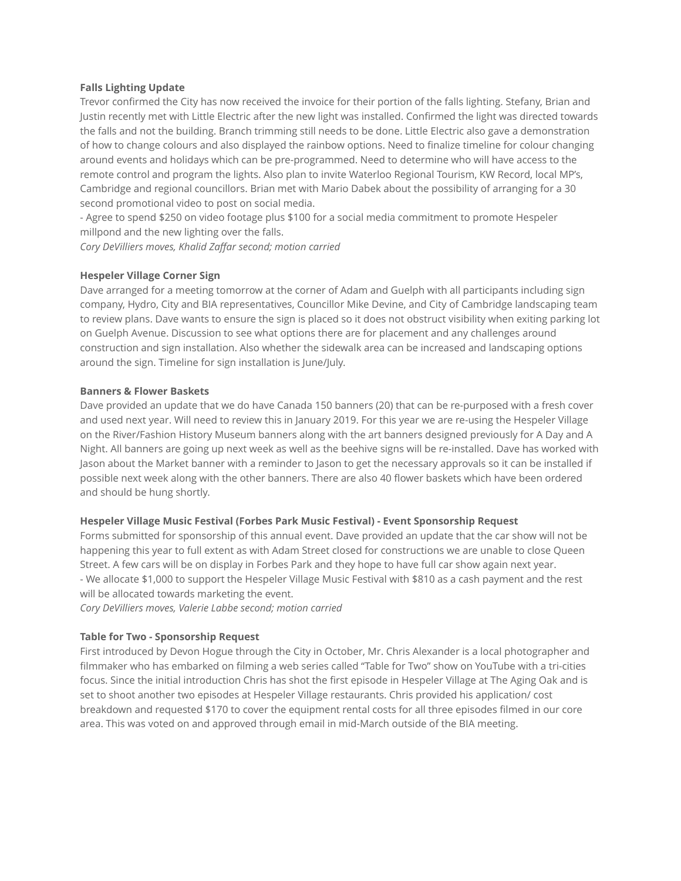**Falls Lighting Update**

Trevor confirmed the City has now received the invoice for their portion of the falls lighting. Stefany, Brian and Justin recently met with Little Electric after the new light was installed. Confirmed the light was directed towards the falls and not the building. Branch trimming still needs to be done. Little Electric also gave a demonstration of how to change colours and also displayed the rainbow options. Need to finalize timeline for colour changing around events and holidays which can be pre-programmed. Need to determine who will have access to the remote control and program the lights. Also plan to invite Waterloo Regional Tourism, KW Record, local MP's, Cambridge and regional councillors. Brian met with Mario Dabek about the possibility of arranging for a 30 second promotional video to post on social media.

- Agree to spend $250 on video footage plus $100 for a social media commitment to promote Hespeler millpond and the new lighting over the falls.

*Cory DeVilliers moves, Khalid Zaffar second; motion carried*

**Hespeler Village Corner Sign**

Dave arranged for a meeting tomorrow at the corner of Adam and Guelph with all participants including sign company, Hydro, City and BIA representatives, Councillor Mike Devine, and City of Cambridge landscaping team to review plans. Dave wants to ensure the sign is placed so it does not obstruct visibility when exiting parking lot on Guelph Avenue. Discussion to see what options there are for placement and any challenges around construction and sign installation. Also whether the sidewalk area can be increased and landscaping options around the sign. Timeline for sign installation is June/July.

**Banners & Flower Baskets**

Dave provided an update that we do have Canada 150 banners (20) that can be re-purposed with a fresh cover and used next year. Will need to review this in January 2019. For this year we are re-using the Hespeler Village on the River/Fashion History Museum banners along with the art banners designed previously for A Day and A Night. All banners are going up next week as well as the beehive signs will be re-installed. Dave has worked with Jason about the Market banner with a reminder to Jason to get the necessary approvals so it can be installed if possible next week along with the other banners. There are also 40 flower baskets which have been ordered and should be hung shortly.

**Hespeler Village Music Festival (Forbes Park Music Festival) - Event Sponsorship Request**

Forms submitted for sponsorship of this annual event. Dave provided an update that the car show will not be happening this year to full extent as with Adam Street closed for constructions we are unable to close Queen Street. A few cars will be on display in Forbes Park and they hope to have full car show again next year.

- We allocate $1,000 to support the Hespeler Village Music Festival with $810 as a cash payment and the rest will be allocated towards marketing the event.

*Cory DeVilliers moves, Valerie Labbe second; motion carried*

**Table for Two - Sponsorship Request**

First introduced by Devon Hogue through the City in October, Mr. Chris Alexander is a local photographer and filmmaker who has embarked on filming a web series called "Table for Two" show on YouTube with a tri-cities focus. Since the initial introduction Chris has shot the first episode in Hespeler Village at The Aging Oak and is set to shoot another two episodes at Hespeler Village restaurants. Chris provided his application/ cost breakdown and requested $170 to cover the equipment rental costs for all three episodes filmed in our core area. This was voted on and approved through email in mid-March outside of the BIA meeting.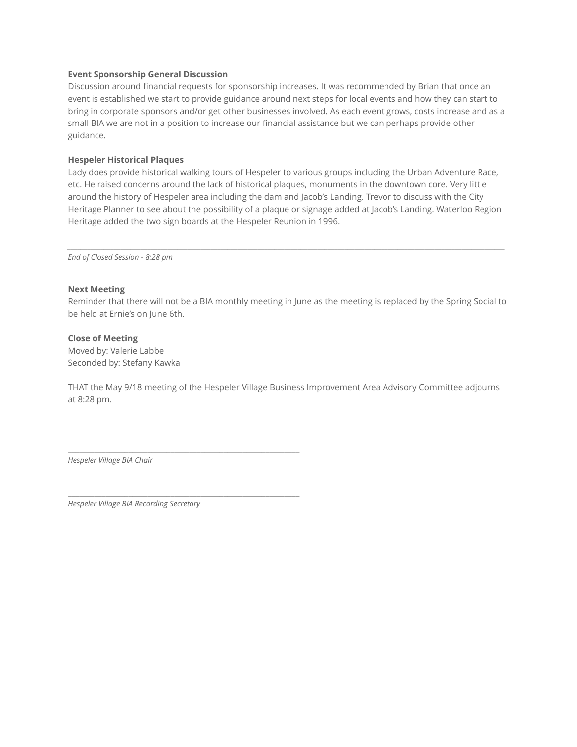**Event Sponsorship General Discussion**

Discussion around financial requests for sponsorship increases. It was recommended by Brian that once an event is established we start to provide guidance around next steps for local events and how they can start to bring in corporate sponsors and/or get other businesses involved. As each event grows, costs increase and as a small BIA we are not in a position to increase our financial assistance but we can perhaps provide other guidance.

**Hespeler Historical Plaques**

Lady does provide historical walking tours of Hespeler to various groups including the Urban Adventure Race, etc. He raised concerns around the lack of historical plaques, monuments in the downtown core. Very little around the history of Hespeler area including the dam and Jacob's Landing. Trevor to discuss with the City Heritage Planner to see about the possibility of a plaque or signage added at Jacob's Landing. Waterloo Region Heritage added the two sign boards at the Hespeler Reunion in 1996.

---

*End of Closed Session - 8:28 pm*

**Next Meeting**

Reminder that there will not be a BIA monthly meeting in June as the meeting is replaced by the Spring Social to be held at Ernie's on June 6th.

**Close of Meeting**

Moved by: Valerie Labbe
Seconded by: Stefany Kawka

THAT the May 9/18 meeting of the Hespeler Village Business Improvement Area Advisory Committee adjourns at 8:28 pm.

\_\_\_\_\_\_\_\_\_\_\_\_\_\_\_\_\_\_\_\_\_\_\_\_\_\_\_\_\_\_\_\_\_\_\_\_\_\_\_\_
*Hespeler Village BIA Chair*

\_\_\_\_\_\_\_\_\_\_\_\_\_\_\_\_\_\_\_\_\_\_\_\_\_\_\_\_\_\_\_\_\_\_\_\_\_\_\_\_
*Hespeler Village BIA Recording Secretary*